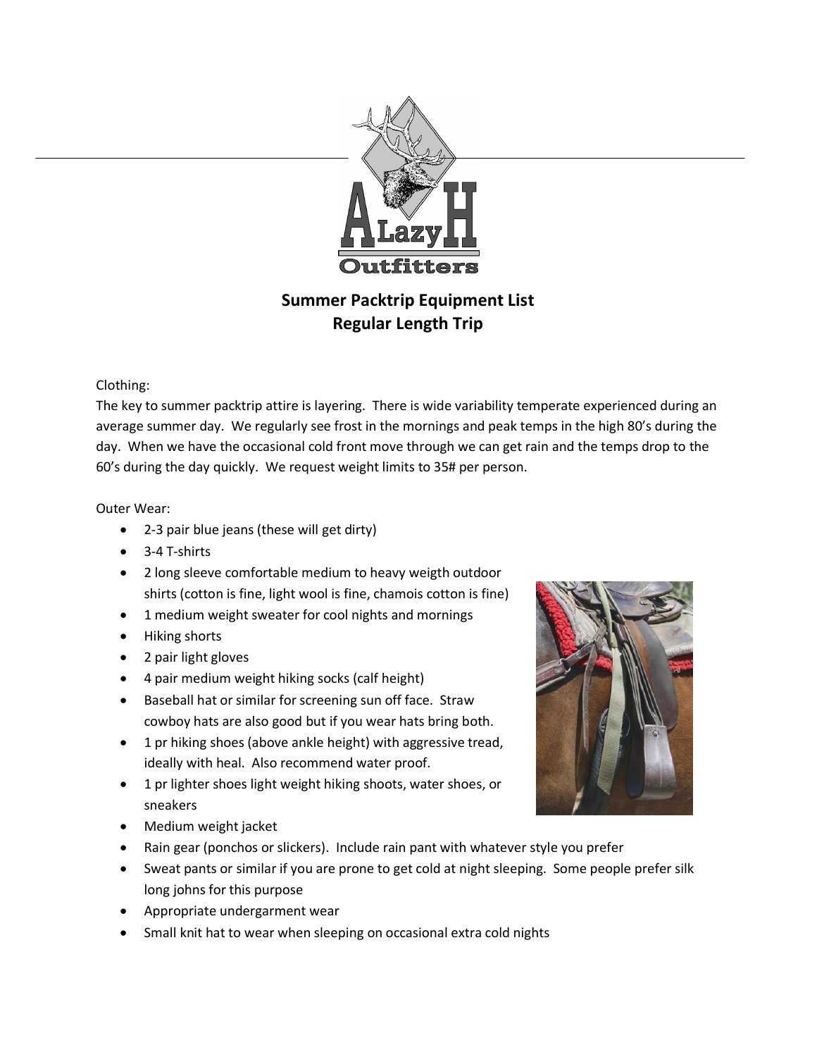A Lazy H Outfitters

## Summer Packtrip Equipment List
## Regular Length Trip

Clothing:

The key to summer packtrip attire is layering. There is wide variability temperate experienced during an average summer day. We regularly see frost in the mornings and peak temps in the high 80's during the day. When we have the occasional cold front move through we can get rain and the temps drop to the 60's during the day quickly. We request weight limits to 35# per person.

Outer Wear:

- 2-3 pair blue jeans (these will get dirty)
- 3-4 T-shirts
- 2 long sleeve comfortable medium to heavy weigth outdoor shirts (cotton is fine, light wool is fine, chamois cotton is fine)
- 1 medium weight sweater for cool nights and mornings
- Hiking shorts
- 2 pair light gloves
- 4 pair medium weight hiking socks (calf height)
- Baseball hat or similar for screening sun off face. Straw cowboy hats are also good but if you wear hats bring both.
- 1 pr hiking shoes (above ankle height) with aggressive tread, ideally with heal. Also recommend water proof.
- 1 pr lighter shoes light weight hiking shoots, water shoes, or sneakers
- Medium weight jacket
- Rain gear (ponchos or slickers). Include rain pant with whatever style you prefer
- Sweat pants or similar if you are prone to get cold at night sleeping. Some people prefer silk long johns for this purpose
- Appropriate undergarment wear
- Small knit hat to wear when sleeping on occasional extra cold nights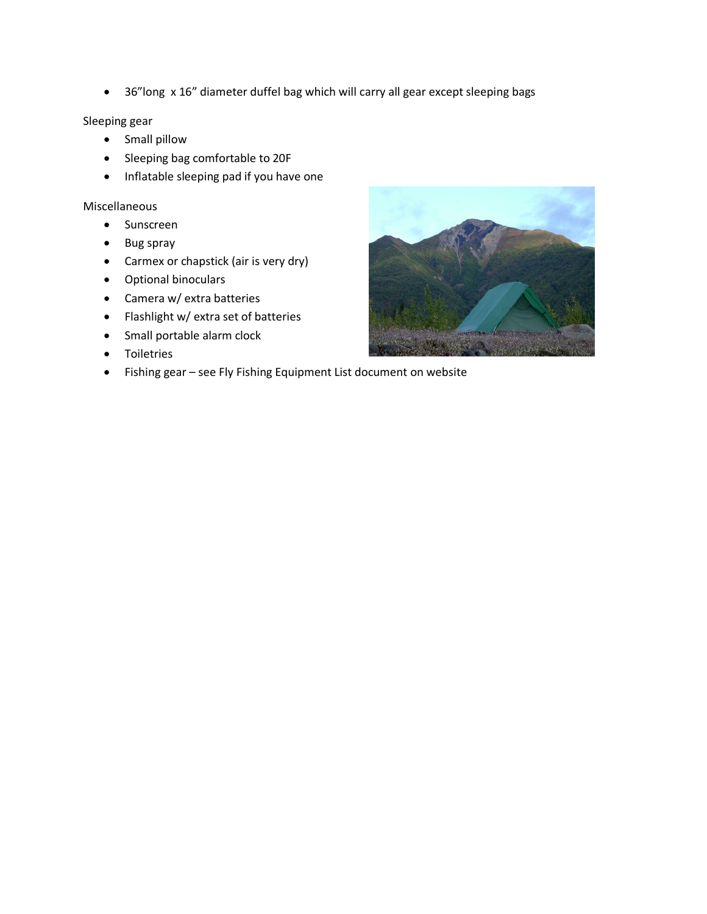- 36"long x 16" diameter duffel bag which will carry all gear except sleeping bags

Sleeping gear

- Small pillow
- Sleeping bag comfortable to 20F
- Inflatable sleeping pad if you have one

Miscellaneous

- Sunscreen
- Bug spray
- Carmex or chapstick (air is very dry)
- Optional binoculars
- Camera w/ extra batteries
- Flashlight w/ extra set of batteries
- Small portable alarm clock
- Toiletries
- Fishing gear – see Fly Fishing Equipment List document on website